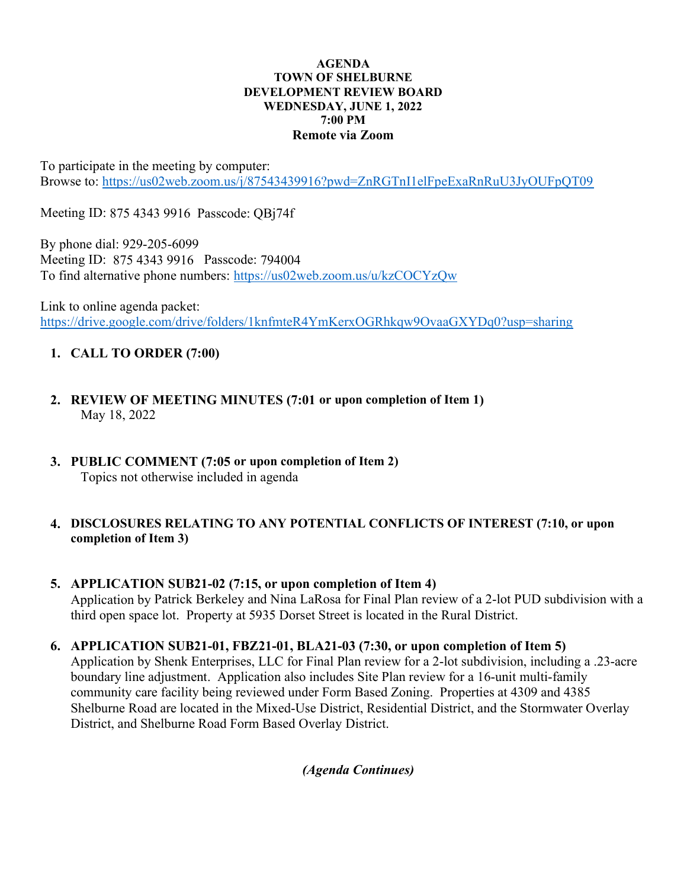**AGENDA**
**TOWN OF SHELBURNE**
**DEVELOPMENT REVIEW BOARD**
**WEDNESDAY, JUNE 1, 2022**
**7:00 PM**
**Remote via Zoom**

To participate in the meeting by computer:
Browse to: https://us02web.zoom.us/j/87543439916?pwd=ZnRGTnI1elFpeExaRnRuU3JyOUFpQT09

Meeting ID: 875 4343 9916 Passcode: QBj74f

By phone dial: 929-205-6099
Meeting ID: 875 4343 9916 Passcode: 794004
To find alternative phone numbers: https://us02web.zoom.us/u/kzCOCYzQw

Link to online agenda packet:
https://drive.google.com/drive/folders/1knfmteR4YmKerxOGRhkqw9OvaaGXYDq0?usp=sharing

1. **CALL TO ORDER (7:00)**

2. **REVIEW OF MEETING MINUTES (7:01 or upon completion of Item 1)**
   May 18, 2022

3. **PUBLIC COMMENT (7:05 or upon completion of Item 2)**
   Topics not otherwise included in agenda

4. **DISCLOSURES RELATING TO ANY POTENTIAL CONFLICTS OF INTEREST (7:10, or upon completion of Item 3)**

5. **APPLICATION SUB21-02 (7:15, or upon completion of Item 4)**
   Application by Patrick Berkeley and Nina LaRosa for Final Plan review of a 2-lot PUD subdivision with a third open space lot. Property at 5935 Dorset Street is located in the Rural District.

6. **APPLICATION SUB21-01, FBZ21-01, BLA21-03 (7:30, or upon completion of Item 5)**
   Application by Shenk Enterprises, LLC for Final Plan review for a 2-lot subdivision, including a .23-acre boundary line adjustment. Application also includes Site Plan review for a 16-unit multi-family community care facility being reviewed under Form Based Zoning. Properties at 4309 and 4385 Shelburne Road are located in the Mixed-Use District, Residential District, and the Stormwater Overlay District, and Shelburne Road Form Based Overlay District.

***(Agenda Continues)***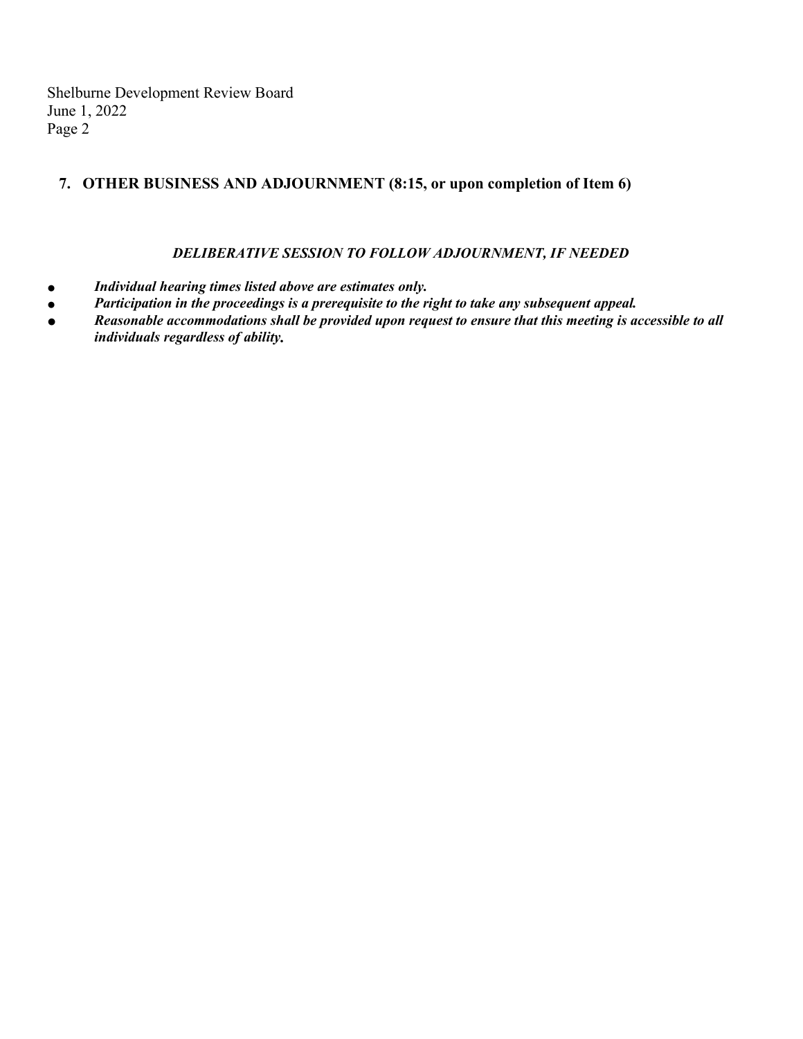**7. OTHER BUSINESS AND ADJOURNMENT (8:15, or upon completion of Item 6)**

***DELIBERATIVE SESSION TO FOLLOW ADJOURNMENT, IF NEEDED***

- ***Individual hearing times listed above are estimates only.***
- ***Participation in the proceedings is a prerequisite to the right to take any subsequent appeal.***
- ***Reasonable accommodations shall be provided upon request to ensure that this meeting is accessible to all individuals regardless of ability.***